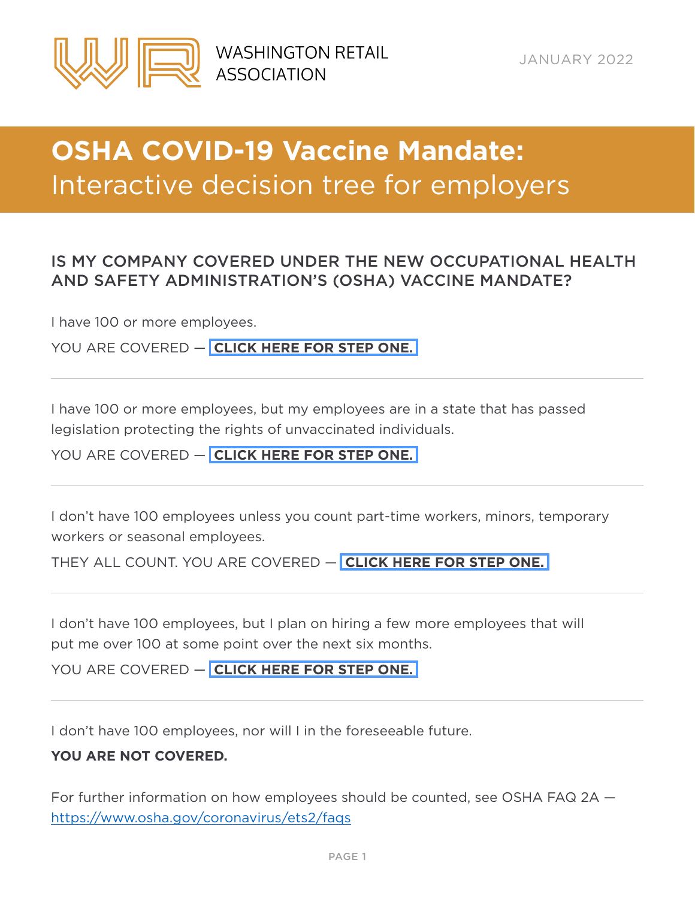WASHINGTON RETAIL ASSOCIATION

JANUARY 2022

# OSHA COVID-19 Vaccine Mandate: Interactive decision tree for employers

## IS MY COMPANY COVERED UNDER THE NEW OCCUPATIONAL HEALTH AND SAFETY ADMINISTRATION'S (OSHA) VACCINE MANDATE?

I have 100 or more employees.

YOU ARE COVERED — **CLICK HERE FOR STEP ONE.**

---

I have 100 or more employees, but my employees are in a state that has passed legislation protecting the rights of unvaccinated individuals.

YOU ARE COVERED — **CLICK HERE FOR STEP ONE.**

---

I don't have 100 employees unless you count part-time workers, minors, temporary workers or seasonal employees.

THEY ALL COUNT. YOU ARE COVERED — **CLICK HERE FOR STEP ONE.**

---

I don't have 100 employees, but I plan on hiring a few more employees that will put me over 100 at some point over the next six months.

YOU ARE COVERED — **CLICK HERE FOR STEP ONE.**

---

I don't have 100 employees, nor will I in the foreseeable future.

**YOU ARE NOT COVERED.**

For further information on how employees should be counted, see OSHA FAQ 2A — https://www.osha.gov/coronavirus/ets2/faqs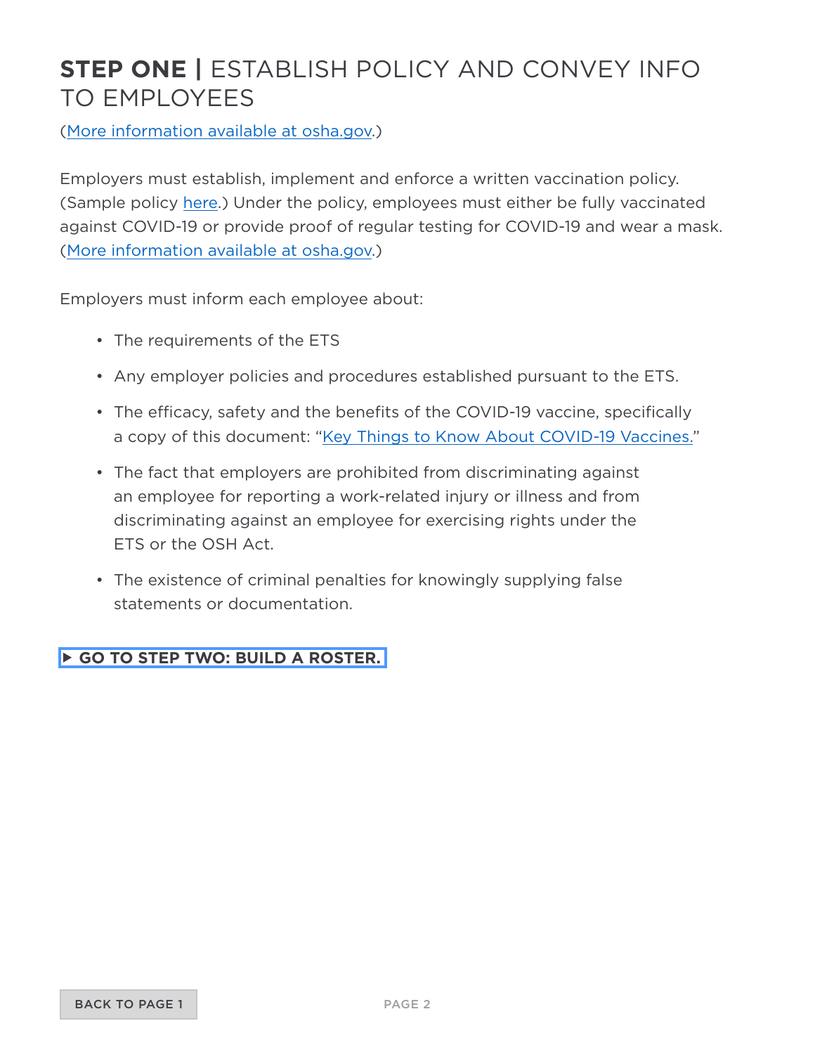# **STEP ONE |** ESTABLISH POLICY AND CONVEY INFO TO EMPLOYEES

(More information available at osha.gov.)

Employers must establish, implement and enforce a written vaccination policy. (Sample policy here.) Under the policy, employees must either be fully vaccinated against COVID-19 or provide proof of regular testing for COVID-19 and wear a mask. (More information available at osha.gov.)

Employers must inform each employee about:

- The requirements of the ETS
- Any employer policies and procedures established pursuant to the ETS.
- The efficacy, safety and the benefits of the COVID-19 vaccine, specifically a copy of this document: "Key Things to Know About COVID-19 Vaccines."
- The fact that employers are prohibited from discriminating against an employee for reporting a work-related injury or illness and from discriminating against an employee for exercising rights under the ETS or the OSH Act.
- The existence of criminal penalties for knowingly supplying false statements or documentation.

▶ **GO TO STEP TWO: BUILD A ROSTER.**

BACK TO PAGE 1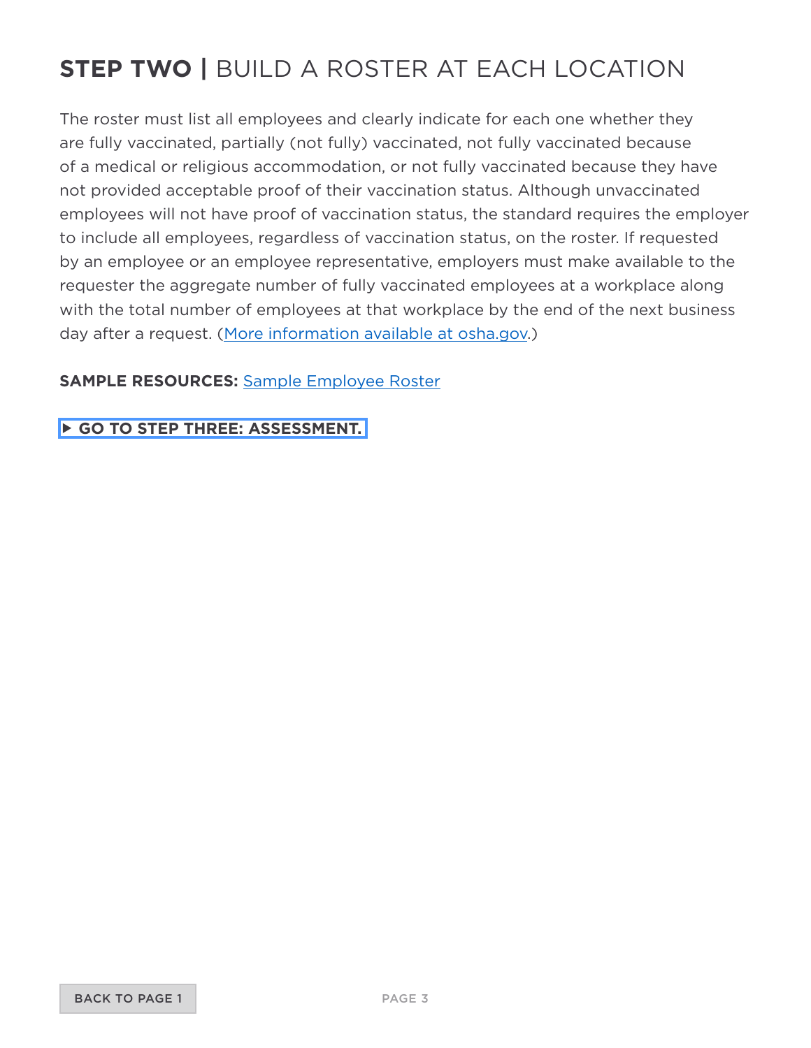## **STEP TWO |** BUILD A ROSTER AT EACH LOCATION

The roster must list all employees and clearly indicate for each one whether they are fully vaccinated, partially (not fully) vaccinated, not fully vaccinated because of a medical or religious accommodation, or not fully vaccinated because they have not provided acceptable proof of their vaccination status. Although unvaccinated employees will not have proof of vaccination status, the standard requires the employer to include all employees, regardless of vaccination status, on the roster. If requested by an employee or an employee representative, employers must make available to the requester the aggregate number of fully vaccinated employees at a workplace along with the total number of employees at that workplace by the end of the next business day after a request. (More information available at osha.gov.)

**SAMPLE RESOURCES:** Sample Employee Roster

**▶ GO TO STEP THREE: ASSESSMENT.**

BACK TO PAGE 1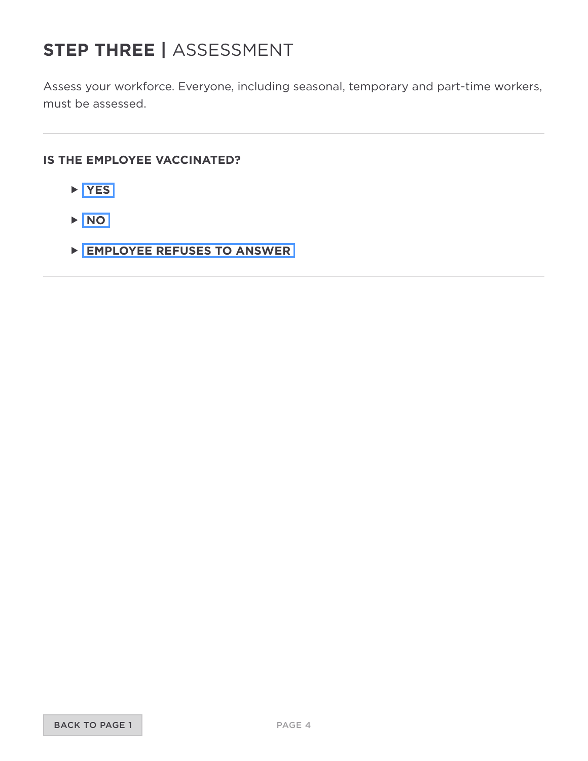# **STEP THREE** | ASSESSMENT

Assess your workforce. Everyone, including seasonal, temporary and part-time workers, must be assessed.

---

**IS THE EMPLOYEE VACCINATED?**

- **YES**
- **NO**
- **EMPLOYEE REFUSES TO ANSWER**

---

BACK TO PAGE 1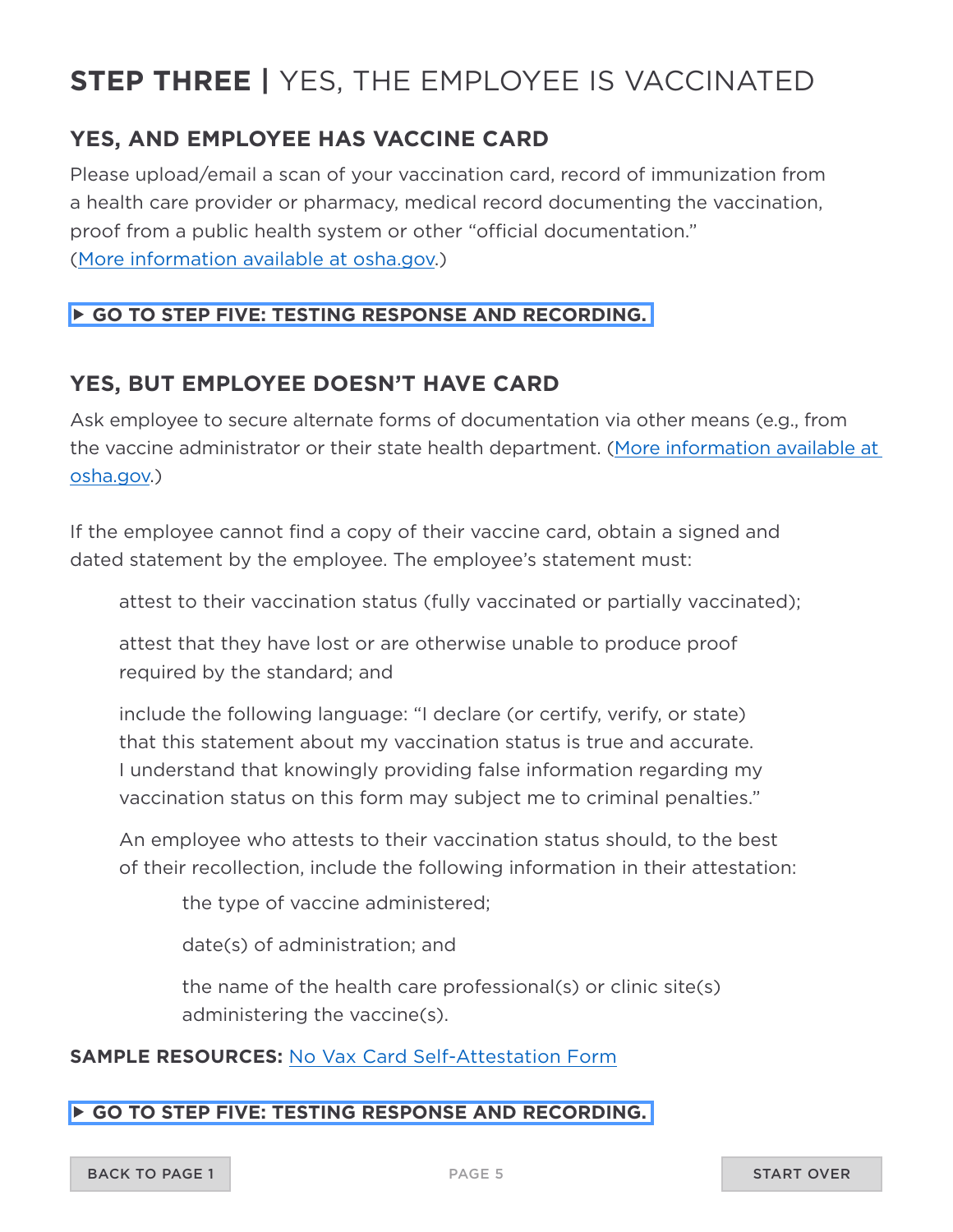# STEP THREE | YES, THE EMPLOYEE IS VACCINATED

## YES, AND EMPLOYEE HAS VACCINE CARD

Please upload/email a scan of your vaccination card, record of immunization from a health care provider or pharmacy, medical record documenting the vaccination, proof from a public health system or other "official documentation." (More information available at osha.gov.)

▶ GO TO STEP FIVE: TESTING RESPONSE AND RECORDING.

## YES, BUT EMPLOYEE DOESN'T HAVE CARD

Ask employee to secure alternate forms of documentation via other means (e.g., from the vaccine administrator or their state health department. (More information available at osha.gov.)

If the employee cannot find a copy of their vaccine card, obtain a signed and dated statement by the employee. The employee's statement must:

- attest to their vaccination status (fully vaccinated or partially vaccinated);
- attest that they have lost or are otherwise unable to produce proof required by the standard; and
- include the following language: "I declare (or certify, verify, or state) that this statement about my vaccination status is true and accurate. I understand that knowingly providing false information regarding my vaccination status on this form may subject me to criminal penalties."
- An employee who attests to their vaccination status should, to the best of their recollection, include the following information in their attestation:
    - the type of vaccine administered;
    - date(s) of administration; and
    - the name of the health care professional(s) or clinic site(s) administering the vaccine(s).

**SAMPLE RESOURCES:** No Vax Card Self-Attestation Form

▶ GO TO STEP FIVE: TESTING RESPONSE AND RECORDING.

BACK TO PAGE 1

START OVER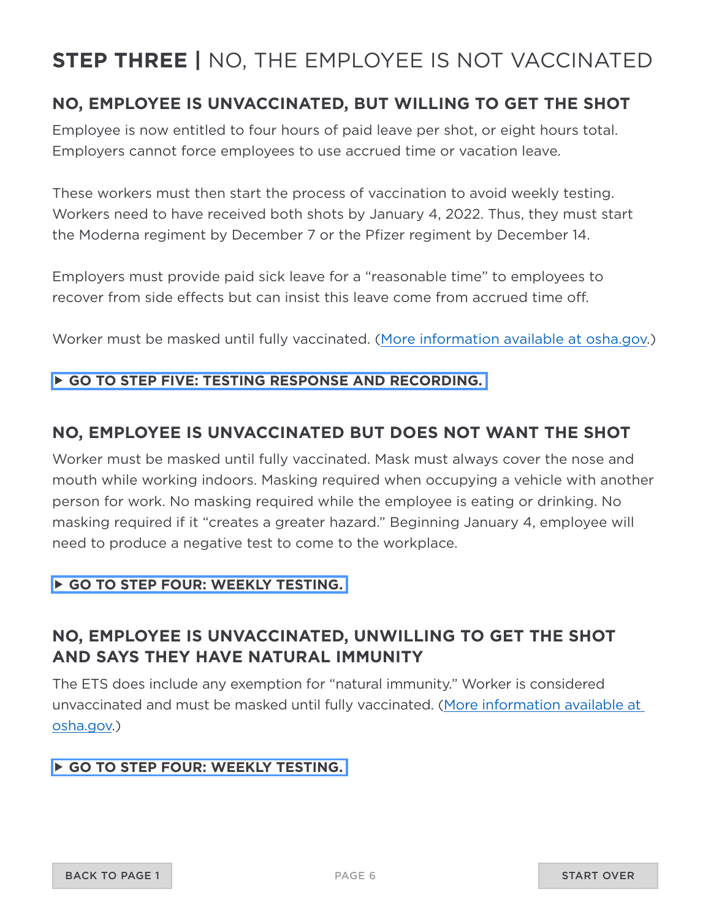# STEP THREE | NO, THE EMPLOYEE IS NOT VACCINATED

## NO, EMPLOYEE IS UNVACCINATED, BUT WILLING TO GET THE SHOT

Employee is now entitled to four hours of paid leave per shot, or eight hours total. Employers cannot force employees to use accrued time or vacation leave.

These workers must then start the process of vaccination to avoid weekly testing. Workers need to have received both shots by January 4, 2022. Thus, they must start the Moderna regiment by December 7 or the Pfizer regiment by December 14.

Employers must provide paid sick leave for a "reasonable time" to employees to recover from side effects but can insist this leave come from accrued time off.

Worker must be masked until fully vaccinated. (More information available at osha.gov.)

▶ **GO TO STEP FIVE: TESTING RESPONSE AND RECORDING.**

## NO, EMPLOYEE IS UNVACCINATED BUT DOES NOT WANT THE SHOT

Worker must be masked until fully vaccinated. Mask must always cover the nose and mouth while working indoors. Masking required when occupying a vehicle with another person for work. No masking required while the employee is eating or drinking. No masking required if it "creates a greater hazard." Beginning January 4, employee will need to produce a negative test to come to the workplace.

▶ **GO TO STEP FOUR: WEEKLY TESTING.**

## NO, EMPLOYEE IS UNVACCINATED, UNWILLING TO GET THE SHOT AND SAYS THEY HAVE NATURAL IMMUNITY

The ETS does include any exemption for "natural immunity." Worker is considered unvaccinated and must be masked until fully vaccinated. (More information available at osha.gov.)

▶ **GO TO STEP FOUR: WEEKLY TESTING.**

BACK TO PAGE 1

START OVER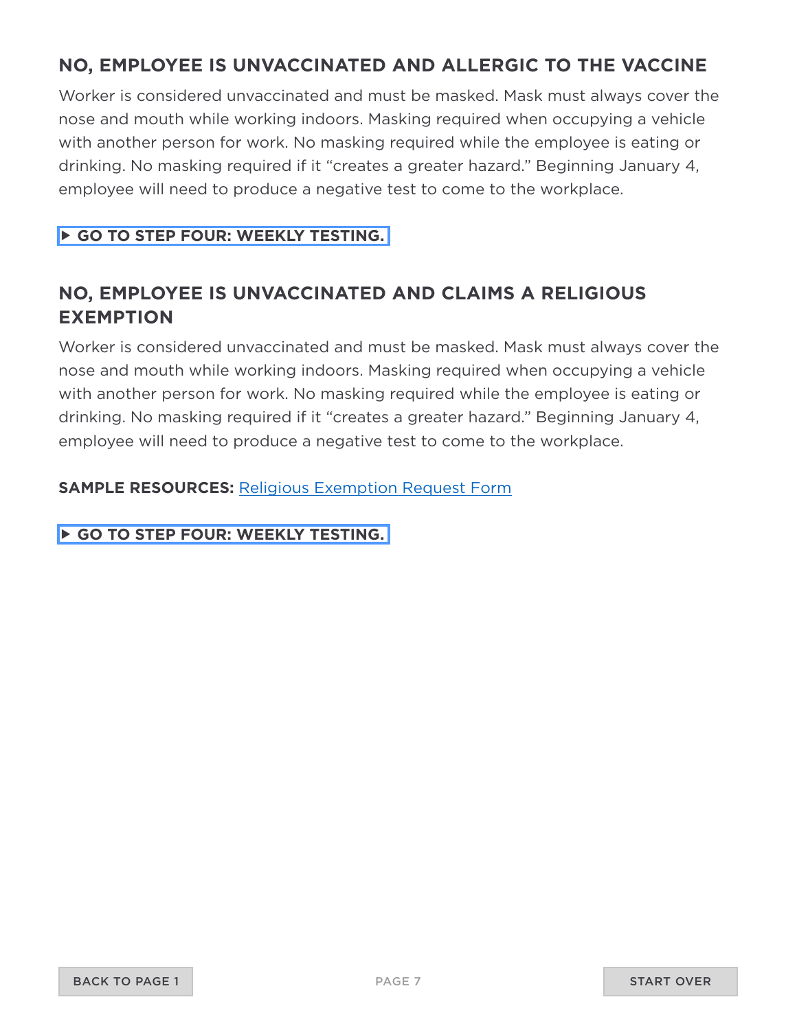## NO, EMPLOYEE IS UNVACCINATED AND ALLERGIC TO THE VACCINE

Worker is considered unvaccinated and must be masked. Mask must always cover the nose and mouth while working indoors. Masking required when occupying a vehicle with another person for work. No masking required while the employee is eating or drinking. No masking required if it "creates a greater hazard." Beginning January 4, employee will need to produce a negative test to come to the workplace.

**▶ GO TO STEP FOUR: WEEKLY TESTING.**

## NO, EMPLOYEE IS UNVACCINATED AND CLAIMS A RELIGIOUS EXEMPTION

Worker is considered unvaccinated and must be masked. Mask must always cover the nose and mouth while working indoors. Masking required when occupying a vehicle with another person for work. No masking required while the employee is eating or drinking. No masking required if it "creates a greater hazard." Beginning January 4, employee will need to produce a negative test to come to the workplace.

**SAMPLE RESOURCES:** Religious Exemption Request Form

**▶ GO TO STEP FOUR: WEEKLY TESTING.**

BACK TO PAGE 1

START OVER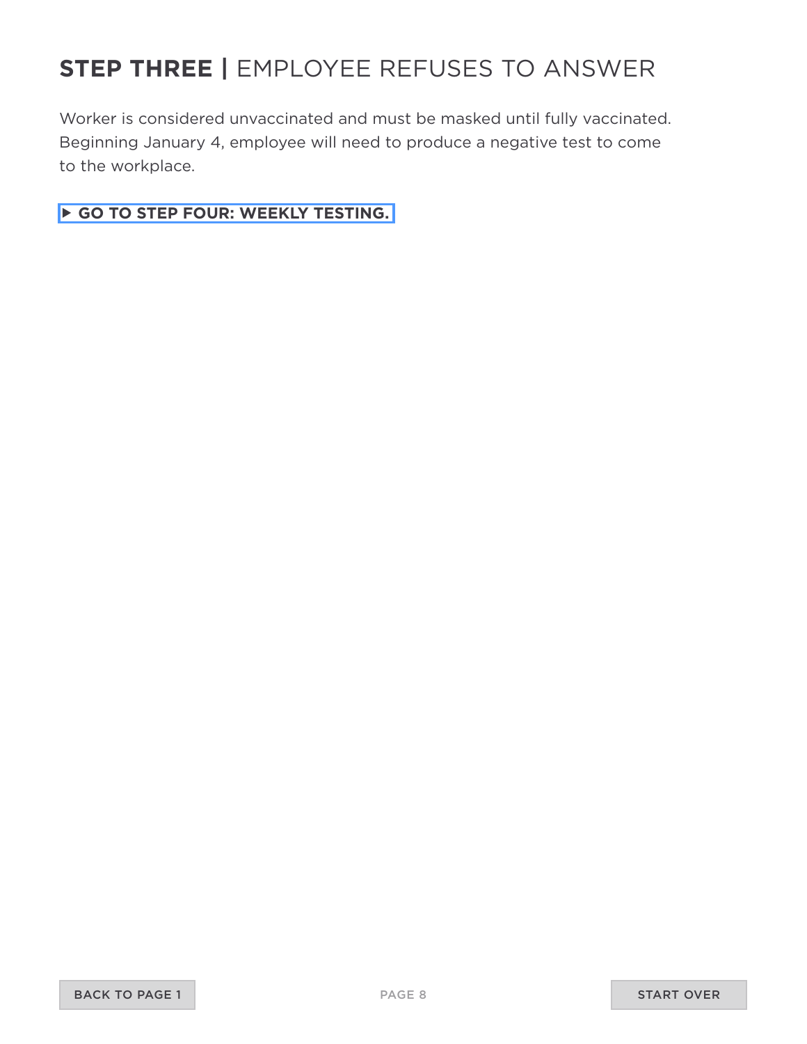## **STEP THREE |** EMPLOYEE REFUSES TO ANSWER

Worker is considered unvaccinated and must be masked until fully vaccinated. Beginning January 4, employee will need to produce a negative test to come to the workplace.

▶ **GO TO STEP FOUR: WEEKLY TESTING.**

BACK TO PAGE 1

START OVER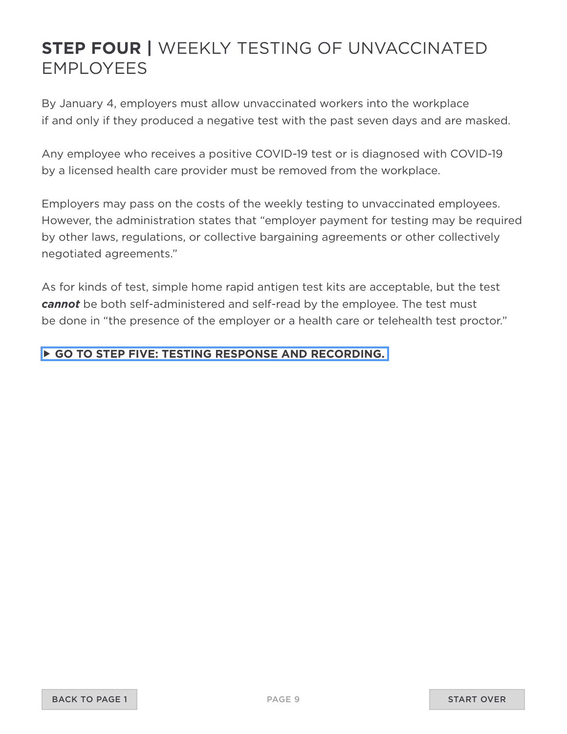# **STEP FOUR |** WEEKLY TESTING OF UNVACCINATED EMPLOYEES

By January 4, employers must allow unvaccinated workers into the workplace if and only if they produced a negative test with the past seven days and are masked.

Any employee who receives a positive COVID-19 test or is diagnosed with COVID-19 by a licensed health care provider must be removed from the workplace.

Employers may pass on the costs of the weekly testing to unvaccinated employees. However, the administration states that "employer payment for testing may be required by other laws, regulations, or collective bargaining agreements or other collectively negotiated agreements."

As for kinds of test, simple home rapid antigen test kits are acceptable, but the test ***cannot*** be both self-administered and self-read by the employee. The test must be done in "the presence of the employer or a health care or telehealth test proctor."

▶ **GO TO STEP FIVE: TESTING RESPONSE AND RECORDING.**

BACK TO PAGE 1

START OVER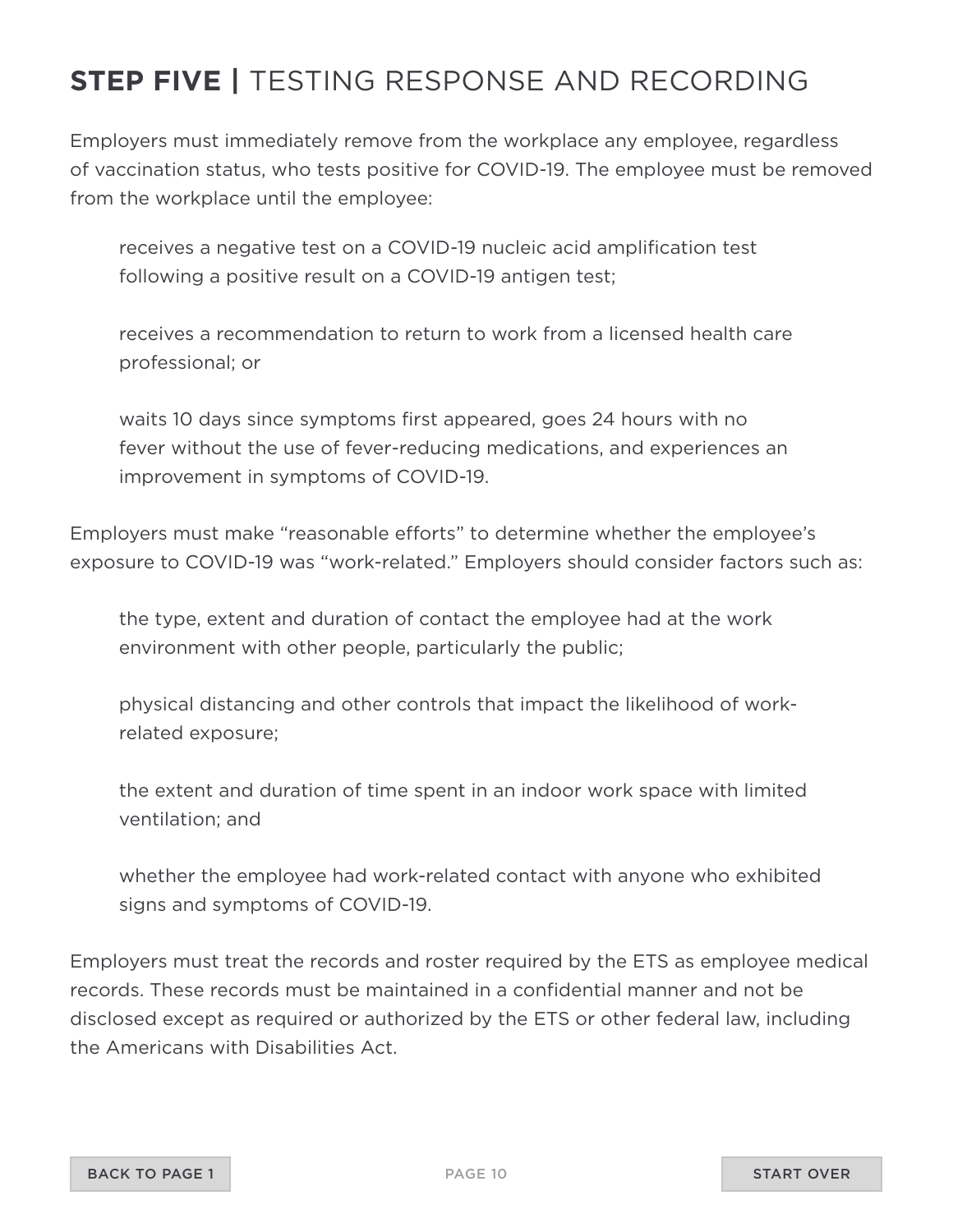## **STEP FIVE |** TESTING RESPONSE AND RECORDING

Employers must immediately remove from the workplace any employee, regardless of vaccination status, who tests positive for COVID-19. The employee must be removed from the workplace until the employee:

> receives a negative test on a COVID-19 nucleic acid amplification test following a positive result on a COVID-19 antigen test;
>
> receives a recommendation to return to work from a licensed health care professional; or
>
> waits 10 days since symptoms first appeared, goes 24 hours with no fever without the use of fever-reducing medications, and experiences an improvement in symptoms of COVID-19.

Employers must make "reasonable efforts" to determine whether the employee's exposure to COVID-19 was "work-related." Employers should consider factors such as:

> the type, extent and duration of contact the employee had at the work environment with other people, particularly the public;
>
> physical distancing and other controls that impact the likelihood of work-related exposure;
>
> the extent and duration of time spent in an indoor work space with limited ventilation; and
>
> whether the employee had work-related contact with anyone who exhibited signs and symptoms of COVID-19.

Employers must treat the records and roster required by the ETS as employee medical records. These records must be maintained in a confidential manner and not be disclosed except as required or authorized by the ETS or other federal law, including the Americans with Disabilities Act.

BACK TO PAGE 1

START OVER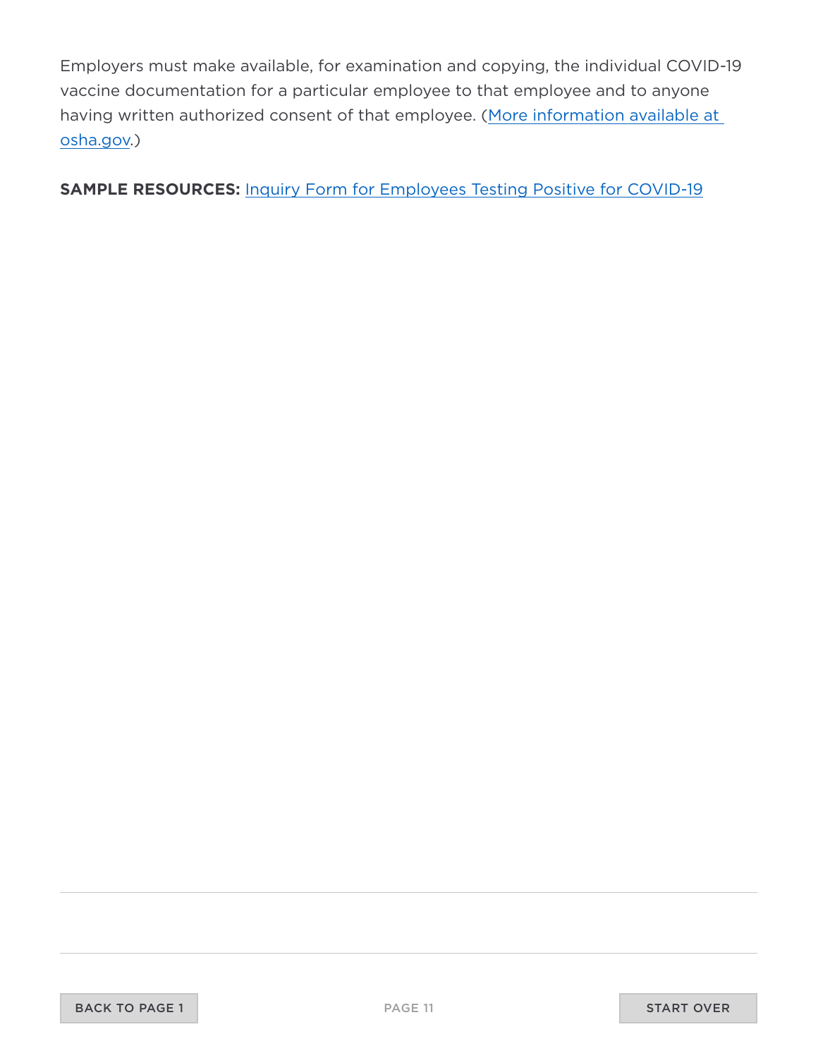Employers must make available, for examination and copying, the individual COVID-19 vaccine documentation for a particular employee to that employee and to anyone having written authorized consent of that employee. (More information available at osha.gov.)

**SAMPLE RESOURCES:** Inquiry Form for Employees Testing Positive for COVID-19